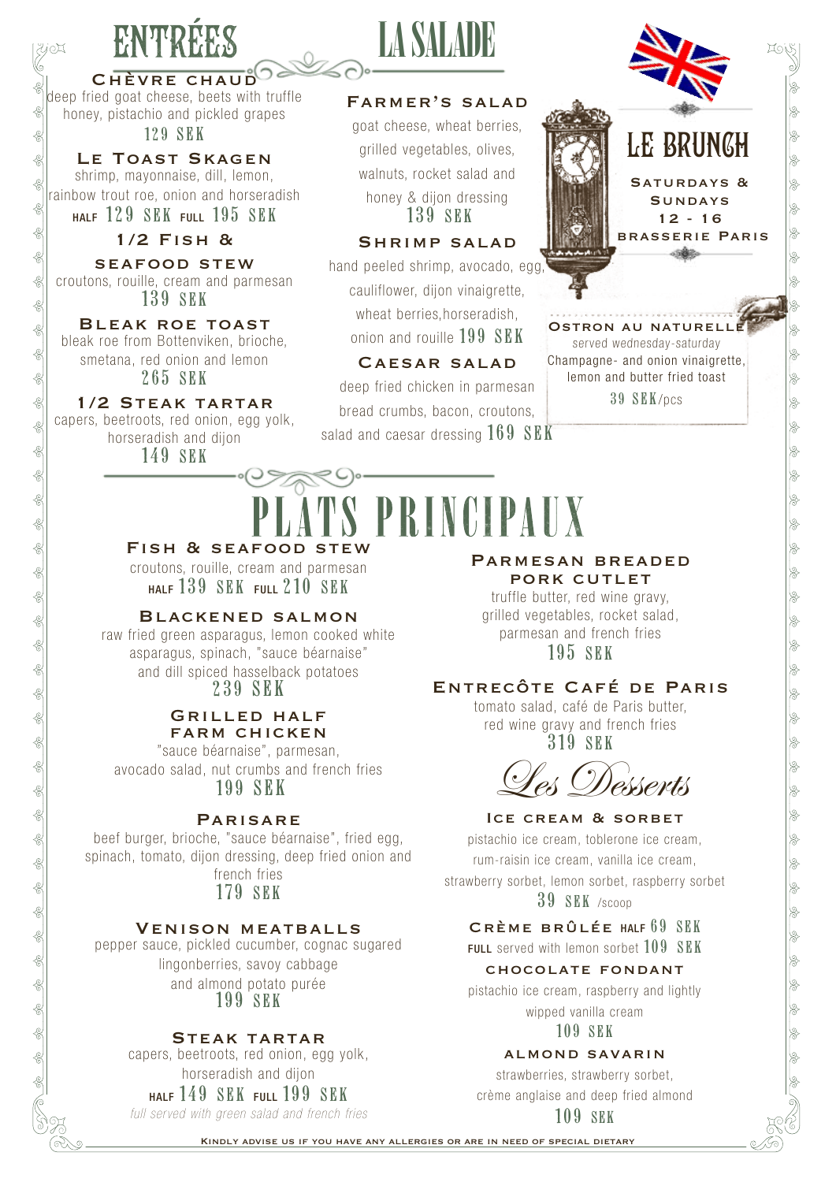# ENTRÉES

### Chèvre chaud
deep fried goat cheese, beets with truffle honey, pistachio and pickled grapes
129 SEK

### Le Toast Skagen
shrimp, mayonnaise, dill, lemon, rainbow trout roe, onion and horseradish
HALF 129 SEK FULL 195 SEK

### 1/2 Fish & seafood stew
croutons, rouille, cream and parmesan
139 SEK

### Bleak roe toast
bleak roe from Bottenviken, brioche, smetana, red onion and lemon
265 SEK

### 1/2 Steak tartar
capers, beetroots, red onion, egg yolk, horseradish and dijon
149 SEK

# LA SALADE

### Farmer's salad
goat cheese, wheat berries, grilled vegetables, olives, walnuts, rocket salad and honey & dijon dressing
139 SEK

### Shrimp salad
hand peeled shrimp, avocado, egg, cauliflower, dijon vinaigrette, wheat berries,horseradish, onion and rouille 199 SEK

### Caesar salad
deep fried chicken in parmesan bread crumbs, bacon, croutons, salad and caesar dressing 169 SEK

# LE BRUNCH

Saturdays & Sundays
12 - 16
Brasserie Paris

### Ostron au naturelle
served wednesday-saturday
Champagne- and onion vinaigrette, lemon and butter fried toast
39 SEK/pcs

# PLATS PRINCIPAUX

### Fish & seafood stew
croutons, rouille, cream and parmesan
HALF 139 SEK FULL 210 SEK

### Blackened salmon
raw fried green asparagus, lemon cooked white asparagus, spinach, "sauce béarnaise" and dill spiced hasselback potatoes
239 SEK

### Grilled half farm chicken
"sauce béarnaise", parmesan, avocado salad, nut crumbs and french fries
199 SEK

### Parisare
beef burger, brioche, "sauce béarnaise", fried egg, spinach, tomato, dijon dressing, deep fried onion and french fries
179 SEK

### Venison meatballs
pepper sauce, pickled cucumber, cognac sugared lingonberries, savoy cabbage and almond potato purée
199 SEK

### Steak tartar
capers, beetroots, red onion, egg yolk, horseradish and dijon
HALF 149 SEK FULL 199 SEK
*full served with green salad and french fries*

### Parmesan breaded pork cutlet
truffle butter, red wine gravy, grilled vegetables, rocket salad, parmesan and french fries
195 SEK

### Entrecôte Café de Paris
tomato salad, café de Paris butter, red wine gravy and french fries
319 SEK

# Les Desserts

### Ice cream & sorbet
pistachio ice cream, toblerone ice cream, rum-raisin ice cream, vanilla ice cream, strawberry sorbet, lemon sorbet, raspberry sorbet
39 SEK /scoop

### Crème brûlée HALF 69 SEK
FULL served with lemon sorbet 109 SEK

### Chocolate fondant
pistachio ice cream, raspberry and lightly wipped vanilla cream
109 SEK

### Almond savarin
strawberries, strawberry sorbet, crème anglaise and deep fried almond
109 SEK

Kindly advise us if you have any allergies or are in need of special dietary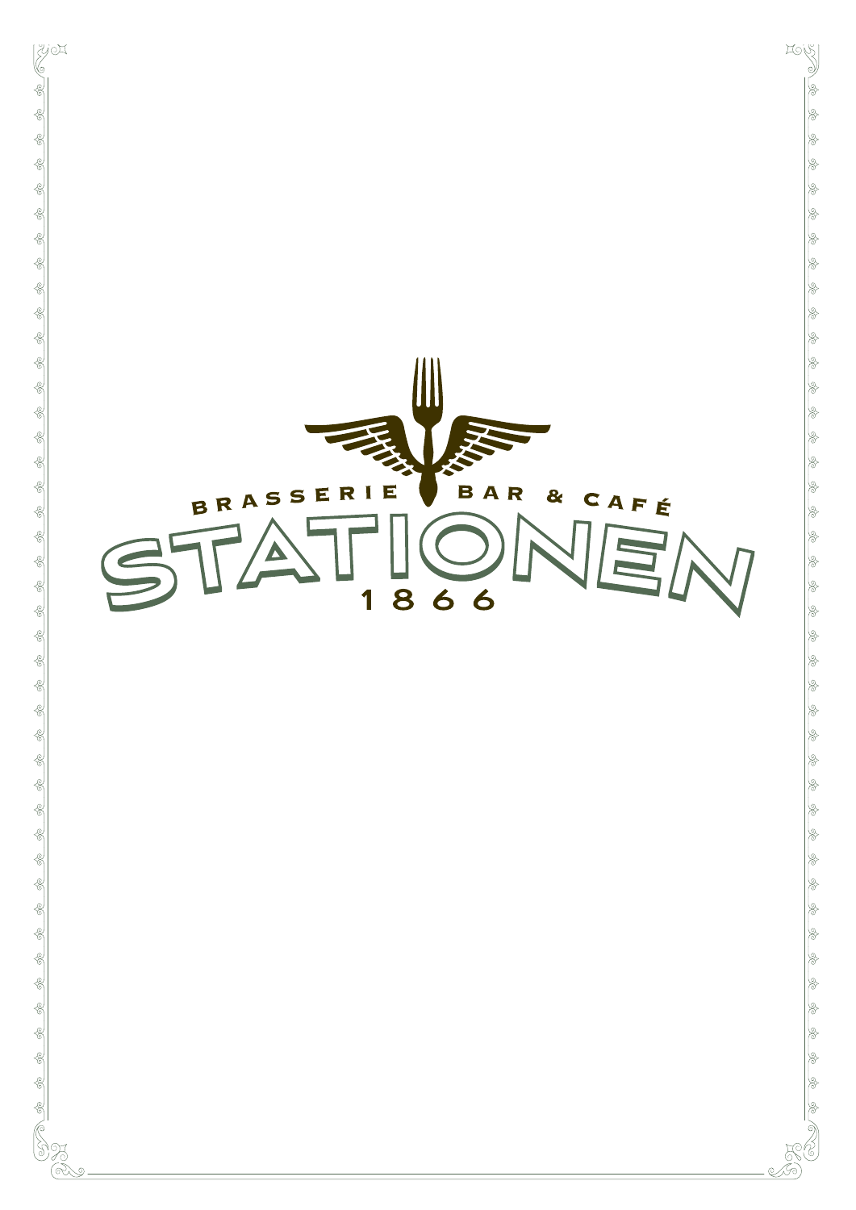BRASSERIE BAR & CAFÉ

# STATIONEN

1866